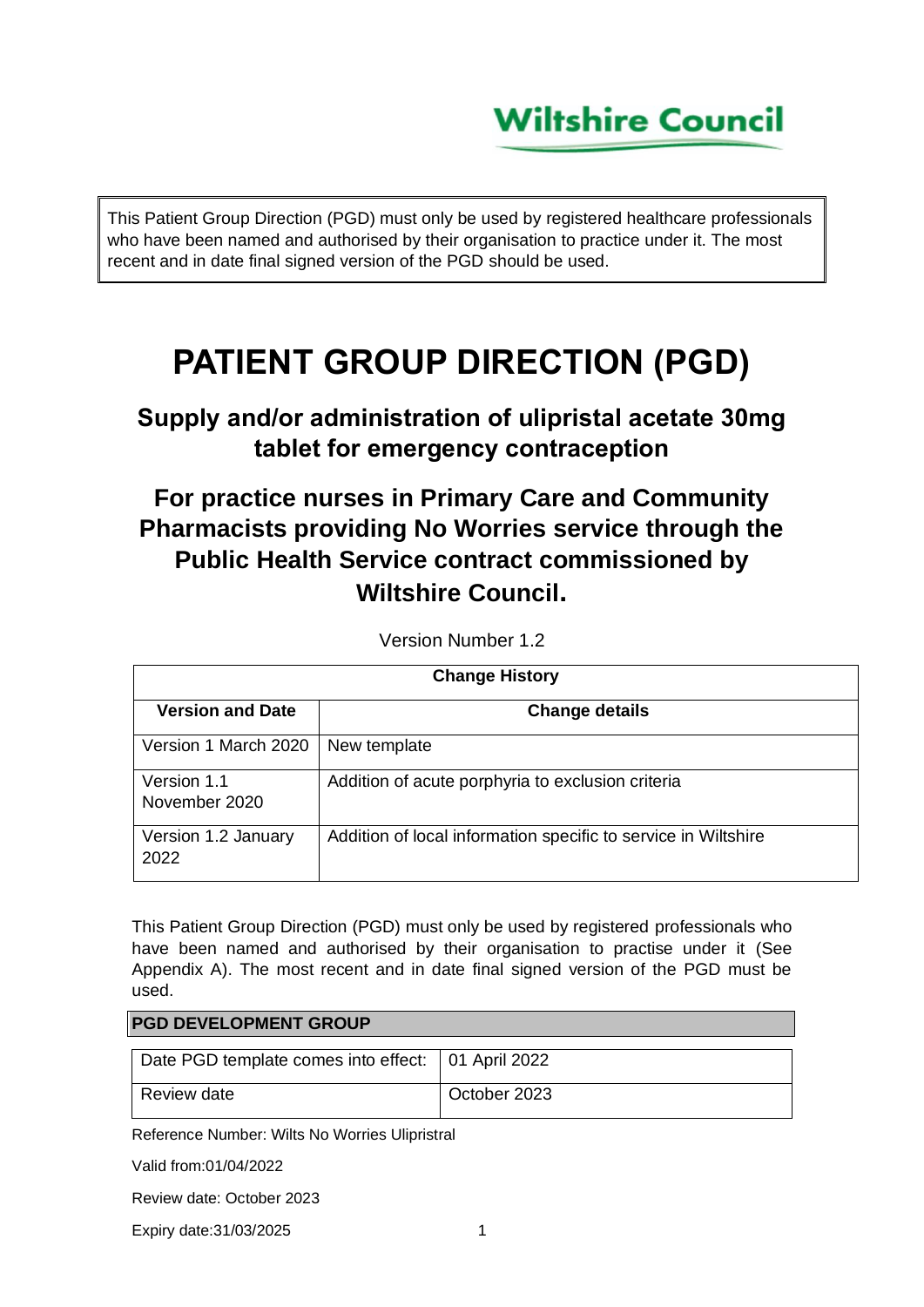Wiltshire Council

This Patient Group Direction (PGD) must only be used by registered healthcare professionals who have been named and authorised by their organisation to practice under it. The most recent and in date final signed version of the PGD should be used.

# PATIENT GROUP DIRECTION (PGD)

## Supply and/or administration of ulipristal acetate 30mg tablet for emergency contraception

## For practice nurses in Primary Care and Community Pharmacists providing No Worries service through the Public Health Service contract commissioned by Wiltshire Council.

Version Number 1.2

| Change History | |
|---|---|
| **Version and Date** | **Change details** |
| Version 1 March 2020 | New template |
| Version 1.1 November 2020 | Addition of acute porphyria to exclusion criteria |
| Version 1.2 January 2022 | Addition of local information specific to service in Wiltshire |

This Patient Group Direction (PGD) must only be used by registered professionals who have been named and authorised by their organisation to practise under it (See Appendix A). The most recent and in date final signed version of the PGD must be used.

**PGD DEVELOPMENT GROUP**

| Date PGD template comes into effect: | 01 April 2022 |
|---|---|
| Review date | October 2023 |

Reference Number: Wilts No Worries Ulipristral

Valid from:01/04/2022

Review date: October 2023

Expiry date:31/03/2025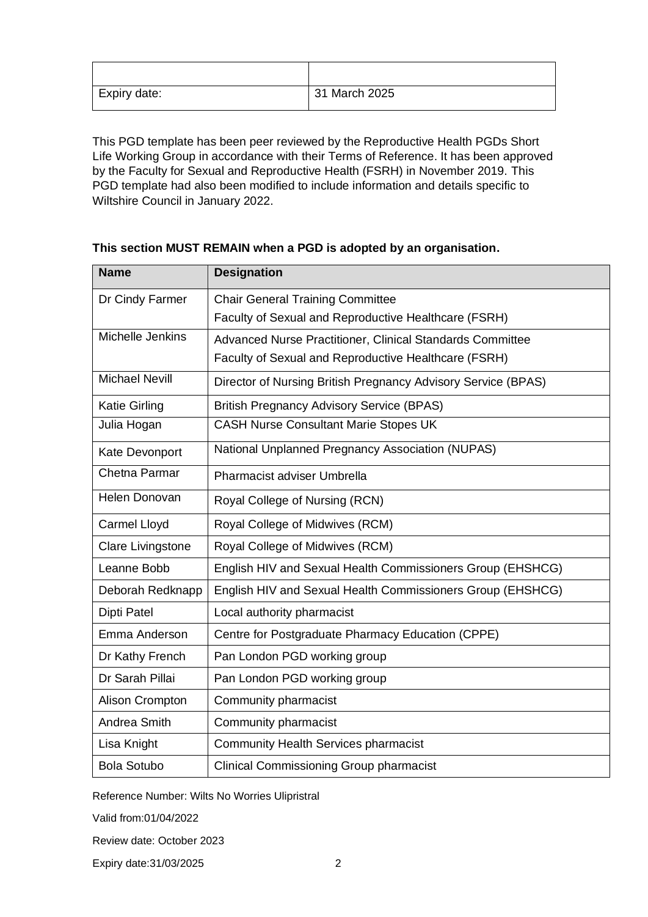| | |
|---|---|
| Expiry date: | 31 March 2025 |

This PGD template has been peer reviewed by the Reproductive Health PGDs Short Life Working Group in accordance with their Terms of Reference. It has been approved by the Faculty for Sexual and Reproductive Health (FSRH) in November 2019. This PGD template had also been modified to include information and details specific to Wiltshire Council in January 2022.

**This section MUST REMAIN when a PGD is adopted by an organisation.**

| Name | Designation |
|---|---|
| Dr Cindy Farmer | Chair General Training Committee<br>Faculty of Sexual and Reproductive Healthcare (FSRH) |
| Michelle Jenkins | Advanced Nurse Practitioner, Clinical Standards Committee<br>Faculty of Sexual and Reproductive Healthcare (FSRH) |
| Michael Nevill | Director of Nursing British Pregnancy Advisory Service (BPAS) |
| Katie Girling | British Pregnancy Advisory Service (BPAS) |
| Julia Hogan | CASH Nurse Consultant Marie Stopes UK |
| Kate Devonport | National Unplanned Pregnancy Association (NUPAS) |
| Chetna Parmar | Pharmacist adviser Umbrella |
| Helen Donovan | Royal College of Nursing (RCN) |
| Carmel Lloyd | Royal College of Midwives (RCM) |
| Clare Livingstone | Royal College of Midwives (RCM) |
| Leanne Bobb | English HIV and Sexual Health Commissioners Group (EHSHCG) |
| Deborah Redknapp | English HIV and Sexual Health Commissioners Group (EHSHCG) |
| Dipti Patel | Local authority pharmacist |
| Emma Anderson | Centre for Postgraduate Pharmacy Education (CPPE) |
| Dr Kathy French | Pan London PGD working group |
| Dr Sarah Pillai | Pan London PGD working group |
| Alison Crompton | Community pharmacist |
| Andrea Smith | Community pharmacist |
| Lisa Knight | Community Health Services pharmacist |
| Bola Sotubo | Clinical Commissioning Group pharmacist |

Reference Number: Wilts No Worries Ulipristral

Valid from:01/04/2022

Review date: October 2023

Expiry date:31/03/2025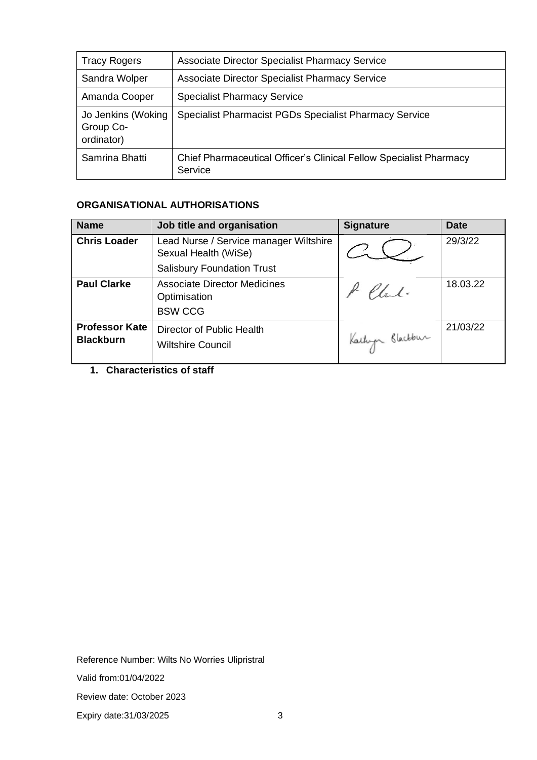| Tracy Rogers | Associate Director Specialist Pharmacy Service |
|---|---|
| Sandra Wolper | Associate Director Specialist Pharmacy Service |
| Amanda Cooper | Specialist Pharmacy Service |
| Jo Jenkins (Woking Group Co-ordinator) | Specialist Pharmacist PGDs Specialist Pharmacy Service |
| Samrina Bhatti | Chief Pharmaceutical Officer's Clinical Fellow Specialist Pharmacy Service |

**ORGANISATIONAL AUTHORISATIONS**

| Name | Job title and organisation | Signature | Date |
|---|---|---|---|
| **Chris Loader** | Lead Nurse / Service manager Wiltshire Sexual Health (WiSe) Salisbury Foundation Trust | | 29/3/22 |
| **Paul Clarke** | Associate Director Medicines Optimisation BSW CCG | P Clarke. | 18.03.22 |
| **Professor Kate Blackburn** | Director of Public Health Wiltshire Council | Kathryn Blackburn | 21/03/22 |

**1. Characteristics of staff**

Reference Number: Wilts No Worries Ulipristral

Valid from:01/04/2022

Review date: October 2023

Expiry date:31/03/2025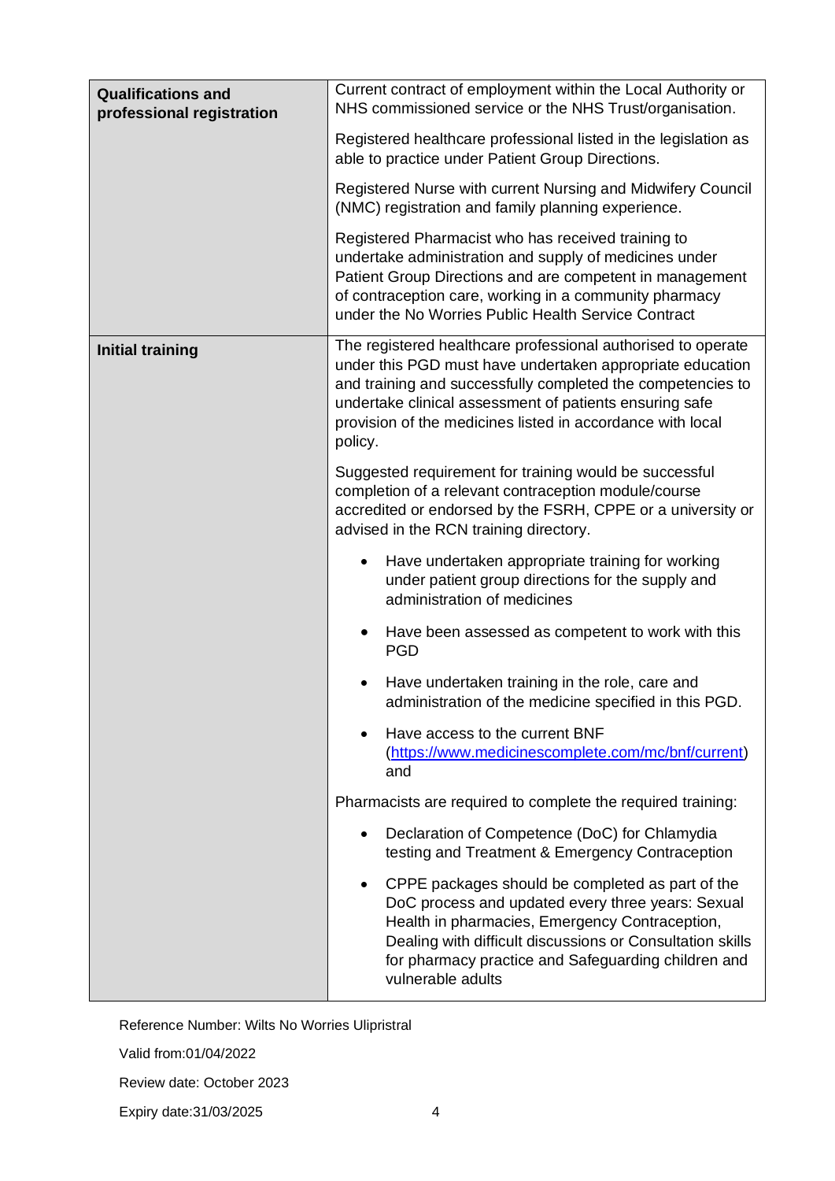| | |
|---|---|
| **Qualifications and professional registration** | Current contract of employment within the Local Authority or NHS commissioned service or the NHS Trust/organisation.<br><br>Registered healthcare professional listed in the legislation as able to practice under Patient Group Directions.<br><br>Registered Nurse with current Nursing and Midwifery Council (NMC) registration and family planning experience.<br><br>Registered Pharmacist who has received training to undertake administration and supply of medicines under Patient Group Directions and are competent in management of contraception care, working in a community pharmacy under the No Worries Public Health Service Contract |
| **Initial training** | The registered healthcare professional authorised to operate under this PGD must have undertaken appropriate education and training and successfully completed the competencies to undertake clinical assessment of patients ensuring safe provision of the medicines listed in accordance with local policy.<br><br>Suggested requirement for training would be successful completion of a relevant contraception module/course accredited or endorsed by the FSRH, CPPE or a university or advised in the RCN training directory.<br><br>• Have undertaken appropriate training for working under patient group directions for the supply and administration of medicines<br>• Have been assessed as competent to work with this PGD<br>• Have undertaken training in the role, care and administration of the medicine specified in this PGD.<br>• Have access to the current BNF (https://www.medicinescomplete.com/mc/bnf/current) and<br><br>Pharmacists are required to complete the required training:<br><br>• Declaration of Competence (DoC) for Chlamydia testing and Treatment & Emergency Contraception<br>• CPPE packages should be completed as part of the DoC process and updated every three years: Sexual Health in pharmacies, Emergency Contraception, Dealing with difficult discussions or Consultation skills for pharmacy practice and Safeguarding children and vulnerable adults |

Reference Number: Wilts No Worries Ulipristral

Valid from:01/04/2022

Review date: October 2023

Expiry date:31/03/2025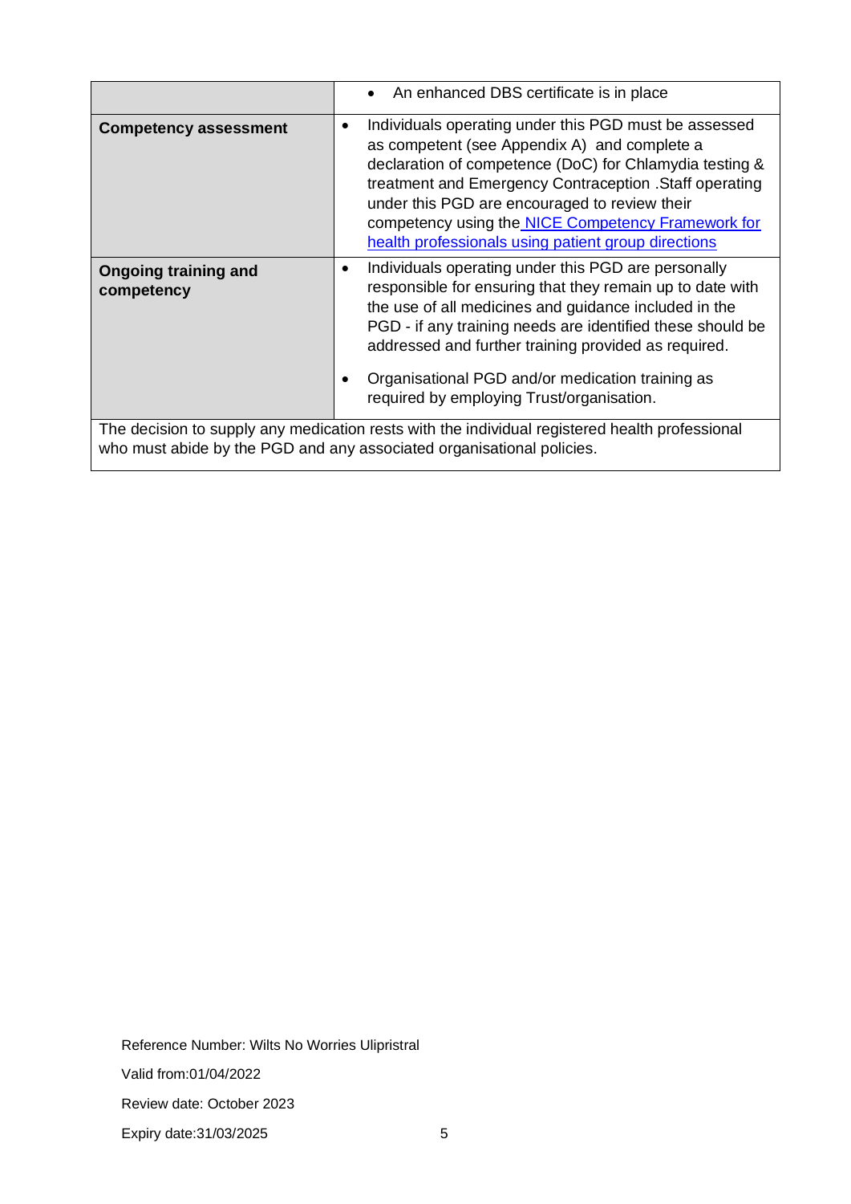| | |
|---|---|
| | • An enhanced DBS certificate is in place |
| **Competency assessment** | • Individuals operating under this PGD must be assessed as competent (see Appendix A) and complete a declaration of competence (DoC) for Chlamydia testing & treatment and Emergency Contraception .Staff operating under this PGD are encouraged to review their competency using the [NICE Competency Framework for health professionals using patient group directions](NICE Competency Framework for health professionals using patient group directions) |
| **Ongoing training and competency** | • Individuals operating under this PGD are personally responsible for ensuring that they remain up to date with the use of all medicines and guidance included in the PGD - if any training needs are identified these should be addressed and further training provided as required.<br>• Organisational PGD and/or medication training as required by employing Trust/organisation. |
| The decision to supply any medication rests with the individual registered health professional who must abide by the PGD and any associated organisational policies. | |

Reference Number: Wilts No Worries Ulipristral

Valid from:01/04/2022

Review date: October 2023

Expiry date:31/03/2025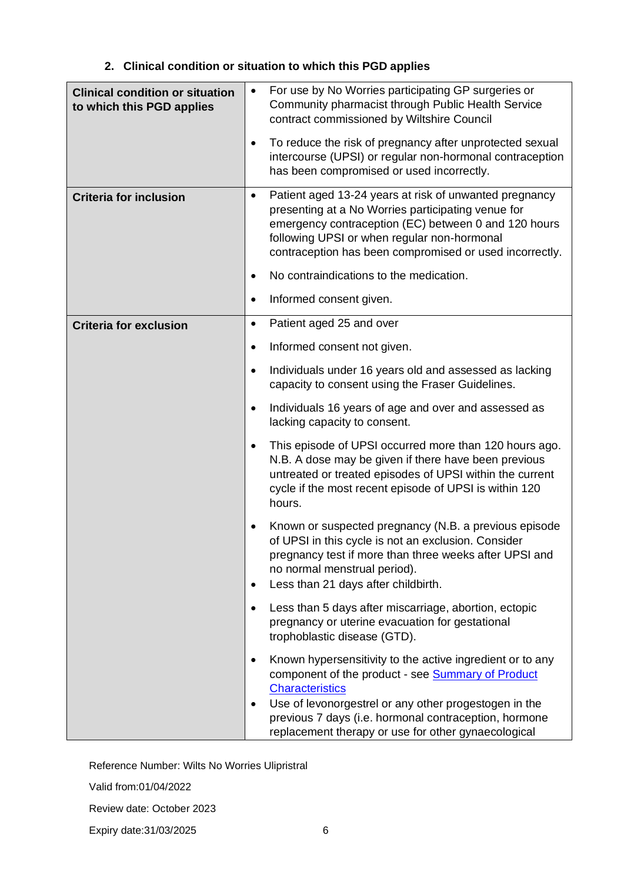## 2. Clinical condition or situation to which this PGD applies

| | |
|---|---|
| **Clinical condition or situation to which this PGD applies** | • For use by No Worries participating GP surgeries or Community pharmacist through Public Health Service contract commissioned by Wiltshire Council<br>• To reduce the risk of pregnancy after unprotected sexual intercourse (UPSI) or regular non-hormonal contraception has been compromised or used incorrectly. |
| **Criteria for inclusion** | • Patient aged 13-24 years at risk of unwanted pregnancy presenting at a No Worries participating venue for emergency contraception (EC) between 0 and 120 hours following UPSI or when regular non-hormonal contraception has been compromised or used incorrectly.<br>• No contraindications to the medication.<br>• Informed consent given. |
| **Criteria for exclusion** | • Patient aged 25 and over<br>• Informed consent not given.<br>• Individuals under 16 years old and assessed as lacking capacity to consent using the Fraser Guidelines.<br>• Individuals 16 years of age and over and assessed as lacking capacity to consent.<br>• This episode of UPSI occurred more than 120 hours ago. N.B. A dose may be given if there have been previous untreated or treated episodes of UPSI within the current cycle if the most recent episode of UPSI is within 120 hours.<br>• Known or suspected pregnancy (N.B. a previous episode of UPSI in this cycle is not an exclusion. Consider pregnancy test if more than three weeks after UPSI and no normal menstrual period).<br>• Less than 21 days after childbirth.<br>• Less than 5 days after miscarriage, abortion, ectopic pregnancy or uterine evacuation for gestational trophoblastic disease (GTD).<br>• Known hypersensitivity to the active ingredient or to any component of the product - see [Summary of Product Characteristics]()<br>• Use of levonorgestrel or any other progestogen in the previous 7 days (i.e. hormonal contraception, hormone replacement therapy or use for other gynaecological |

Reference Number: Wilts No Worries Ulipristral

Valid from:01/04/2022

Review date: October 2023

Expiry date:31/03/2025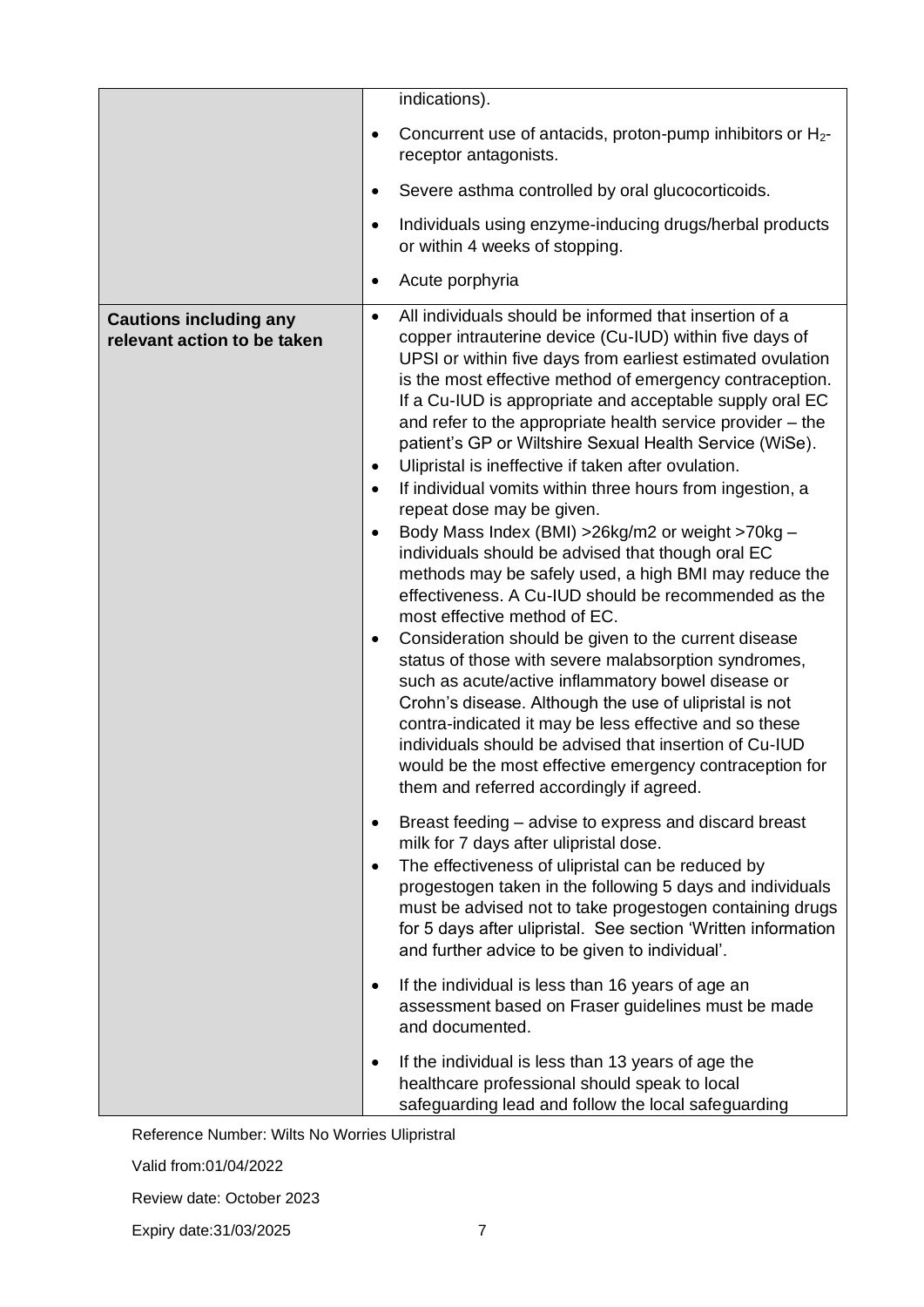| | |
|---|---|
| | indications).<br><br>• Concurrent use of antacids, proton-pump inhibitors or $H_2$-receptor antagonists.<br><br>• Severe asthma controlled by oral glucocorticoids.<br><br>• Individuals using enzyme-inducing drugs/herbal products or within 4 weeks of stopping.<br><br>• Acute porphyria |
| **Cautions including any relevant action to be taken** | • All individuals should be informed that insertion of a copper intrauterine device (Cu-IUD) within five days of UPSI or within five days from earliest estimated ovulation is the most effective method of emergency contraception. If a Cu-IUD is appropriate and acceptable supply oral EC and refer to the appropriate health service provider – the patient's GP or Wiltshire Sexual Health Service (WiSe).<br>• Ulipristal is ineffective if taken after ovulation.<br>• If individual vomits within three hours from ingestion, a repeat dose may be given.<br>• Body Mass Index (BMI) >26kg/m2 or weight >70kg – individuals should be advised that though oral EC methods may be safely used, a high BMI may reduce the effectiveness. A Cu-IUD should be recommended as the most effective method of EC.<br>• Consideration should be given to the current disease status of those with severe malabsorption syndromes, such as acute/active inflammatory bowel disease or Crohn's disease. Although the use of ulipristal is not contra-indicated it may be less effective and so these individuals should be advised that insertion of Cu-IUD would be the most effective emergency contraception for them and referred accordingly if agreed.<br><br>• Breast feeding – advise to express and discard breast milk for 7 days after ulipristal dose.<br>• The effectiveness of ulipristal can be reduced by progestogen taken in the following 5 days and individuals must be advised not to take progestogen containing drugs for 5 days after ulipristal. See section 'Written information and further advice to be given to individual'.<br><br>• If the individual is less than 16 years of age an assessment based on Fraser guidelines must be made and documented.<br><br>• If the individual is less than 13 years of age the healthcare professional should speak to local safeguarding lead and follow the local safeguarding |

Reference Number: Wilts No Worries Ulipristral

Valid from:01/04/2022

Review date: October 2023

Expiry date:31/03/2025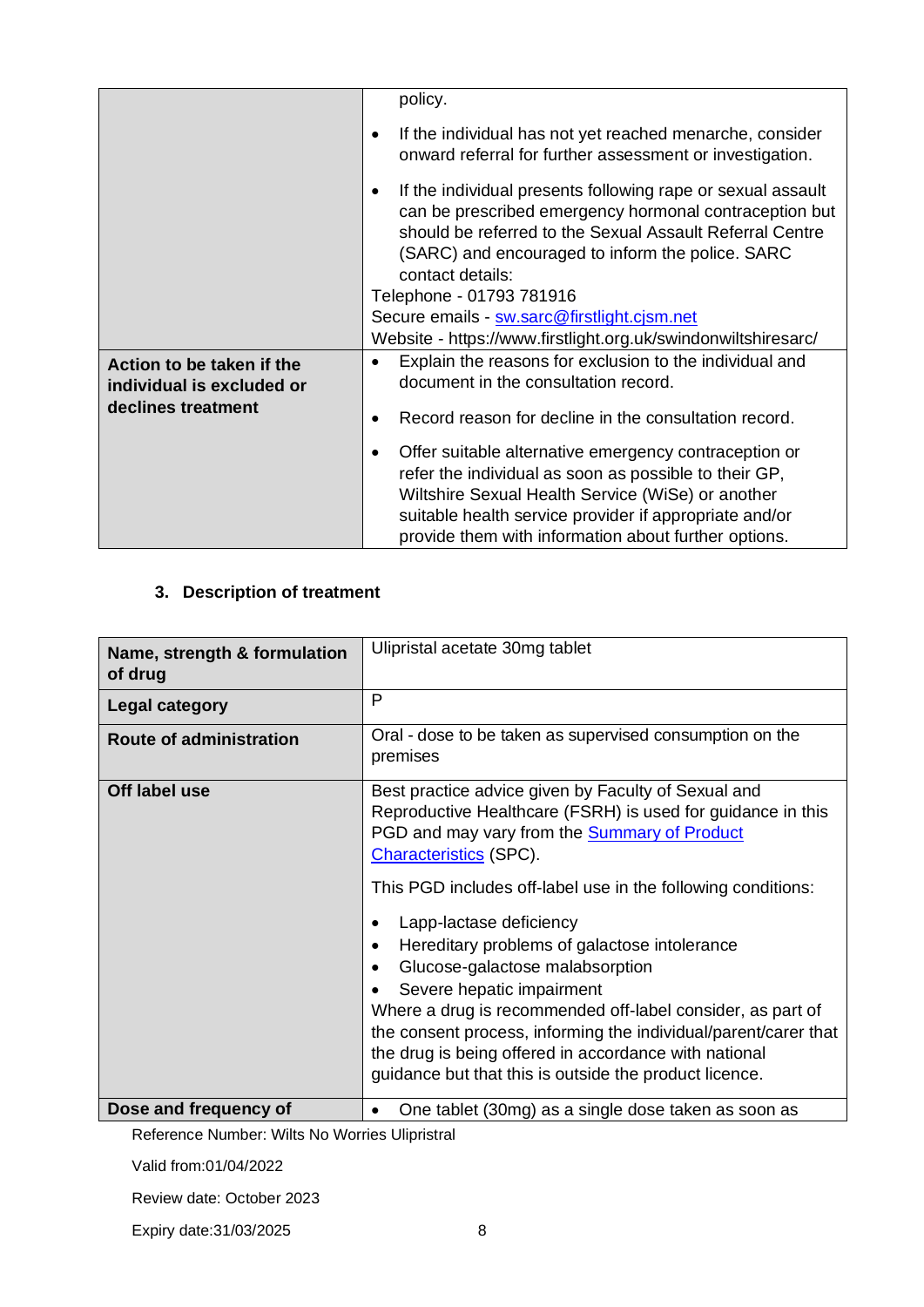| | |
|---|---|
| | policy.<br>• If the individual has not yet reached menarche, consider onward referral for further assessment or investigation.<br>• If the individual presents following rape or sexual assault can be prescribed emergency hormonal contraception but should be referred to the Sexual Assault Referral Centre (SARC) and encouraged to inform the police. SARC contact details:<br>Telephone - 01793 781916<br>Secure emails - [sw.sarc@firstlight.cjsm.net](mailto:sw.sarc@firstlight.cjsm.net)<br>Website - https://www.firstlight.org.uk/swindonwiltshiresarc/ |
| **Action to be taken if the individual is excluded or declines treatment** | • Explain the reasons for exclusion to the individual and document in the consultation record.<br>• Record reason for decline in the consultation record.<br>• Offer suitable alternative emergency contraception or refer the individual as soon as possible to their GP, Wiltshire Sexual Health Service (WiSe) or another suitable health service provider if appropriate and/or provide them with information about further options. |

## 3. Description of treatment

| | |
|---|---|
| **Name, strength & formulation of drug** | Ulipristal acetate 30mg tablet |
| **Legal category** | P |
| **Route of administration** | Oral - dose to be taken as supervised consumption on the premises |
| **Off label use** | Best practice advice given by Faculty of Sexual and Reproductive Healthcare (FSRH) is used for guidance in this PGD and may vary from the Summary of Product Characteristics (SPC).<br>This PGD includes off-label use in the following conditions:<br>• Lapp-lactase deficiency<br>• Hereditary problems of galactose intolerance<br>• Glucose-galactose malabsorption<br>• Severe hepatic impairment<br>Where a drug is recommended off-label consider, as part of the consent process, informing the individual/parent/carer that the drug is being offered in accordance with national guidance but that this is outside the product licence. |
| **Dose and frequency of** | • One tablet (30mg) as a single dose taken as soon as |

Reference Number: Wilts No Worries Ulipristral

Valid from:01/04/2022

Review date: October 2023

Expiry date:31/03/2025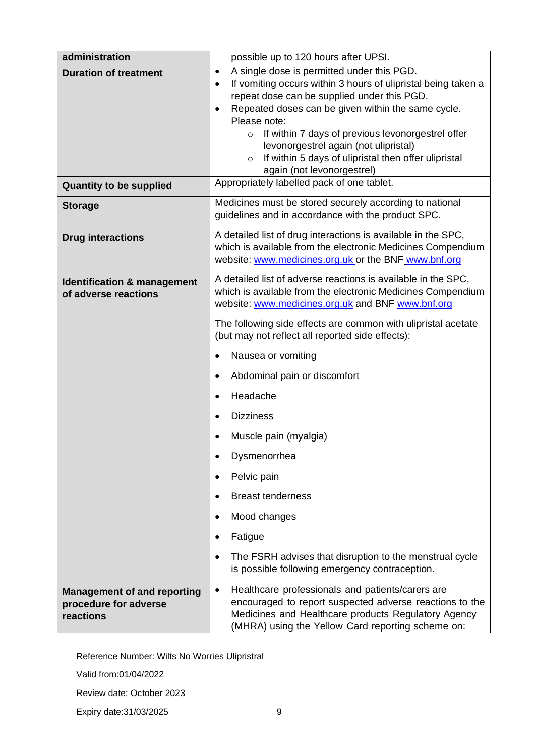| administration | possible up to 120 hours after UPSI. |
|---|---|
| **Duration of treatment** | • A single dose is permitted under this PGD.<br>• If vomiting occurs within 3 hours of ulipristal being taken a repeat dose can be supplied under this PGD.<br>• Repeated doses can be given within the same cycle. Please note:<br>&nbsp;&nbsp;&nbsp;&nbsp;○ If within 7 days of previous levonorgestrel offer levonorgestrel again (not ulipristal)<br>&nbsp;&nbsp;&nbsp;&nbsp;○ If within 5 days of ulipristal then offer ulipristal again (not levonorgestrel) |
| **Quantity to be supplied** | Appropriately labelled pack of one tablet. |
| **Storage** | Medicines must be stored securely according to national guidelines and in accordance with the product SPC. |
| **Drug interactions** | A detailed list of drug interactions is available in the SPC, which is available from the electronic Medicines Compendium website: www.medicines.org.uk or the BNF www.bnf.org |
| **Identification & management of adverse reactions** | A detailed list of adverse reactions is available in the SPC, which is available from the electronic Medicines Compendium website: www.medicines.org.uk and BNF www.bnf.org<br><br>The following side effects are common with ulipristal acetate (but may not reflect all reported side effects):<br><br>• Nausea or vomiting<br>• Abdominal pain or discomfort<br>• Headache<br>• Dizziness<br>• Muscle pain (myalgia)<br>• Dysmenorrhea<br>• Pelvic pain<br>• Breast tenderness<br>• Mood changes<br>• Fatigue<br>• The FSRH advises that disruption to the menstrual cycle is possible following emergency contraception. |
| **Management of and reporting procedure for adverse reactions** | • Healthcare professionals and patients/carers are encouraged to report suspected adverse reactions to the Medicines and Healthcare products Regulatory Agency (MHRA) using the Yellow Card reporting scheme on: |

Reference Number: Wilts No Worries Ulipristral

Valid from:01/04/2022

Review date: October 2023

Expiry date:31/03/2025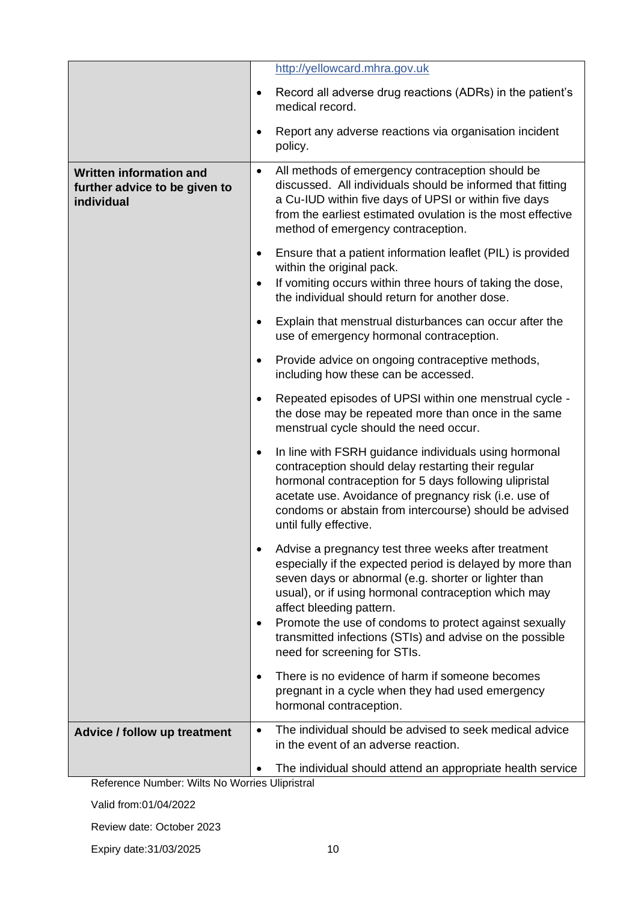| | |
|---|---|
| | http://yellowcard.mhra.gov.uk<br>• Record all adverse drug reactions (ADRs) in the patient's medical record.<br>• Report any adverse reactions via organisation incident policy. |
| **Written information and further advice to be given to individual** | • All methods of emergency contraception should be discussed. All individuals should be informed that fitting a Cu-IUD within five days of UPSI or within five days from the earliest estimated ovulation is the most effective method of emergency contraception.<br>• Ensure that a patient information leaflet (PIL) is provided within the original pack.<br>• If vomiting occurs within three hours of taking the dose, the individual should return for another dose.<br>• Explain that menstrual disturbances can occur after the use of emergency hormonal contraception.<br>• Provide advice on ongoing contraceptive methods, including how these can be accessed.<br>• Repeated episodes of UPSI within one menstrual cycle - the dose may be repeated more than once in the same menstrual cycle should the need occur.<br>• In line with FSRH guidance individuals using hormonal contraception should delay restarting their regular hormonal contraception for 5 days following ulipristal acetate use. Avoidance of pregnancy risk (i.e. use of condoms or abstain from intercourse) should be advised until fully effective.<br>• Advise a pregnancy test three weeks after treatment especially if the expected period is delayed by more than seven days or abnormal (e.g. shorter or lighter than usual), or if using hormonal contraception which may affect bleeding pattern.<br>• Promote the use of condoms to protect against sexually transmitted infections (STIs) and advise on the possible need for screening for STIs.<br>• There is no evidence of harm if someone becomes pregnant in a cycle when they had used emergency hormonal contraception. |
| **Advice / follow up treatment** | • The individual should be advised to seek medical advice in the event of an adverse reaction.<br>• The individual should attend an appropriate health service |

Reference Number: Wilts No Worries Ulipristral

Valid from:01/04/2022

Review date: October 2023

Expiry date:31/03/2025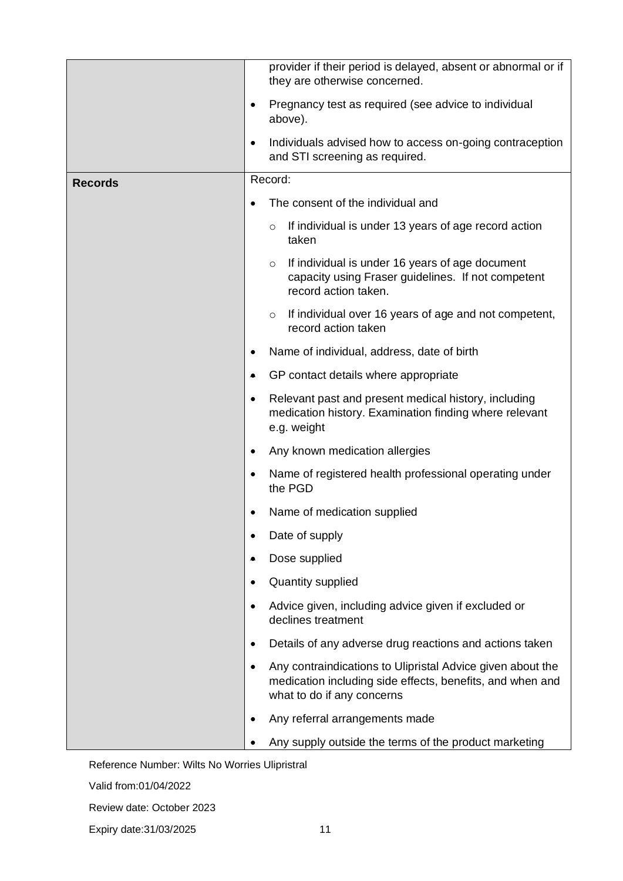| | |
|---|---|
| | provider if their period is delayed, absent or abnormal or if they are otherwise concerned.<br>• Pregnancy test as required (see advice to individual above).<br>• Individuals advised how to access on-going contraception and STI screening as required. |
| **Records** | Record:<br>• The consent of the individual and<br>&nbsp;&nbsp;&nbsp;&nbsp;○ If individual is under 13 years of age record action taken<br>&nbsp;&nbsp;&nbsp;&nbsp;○ If individual is under 16 years of age document capacity using Fraser guidelines. If not competent record action taken.<br>&nbsp;&nbsp;&nbsp;&nbsp;○ If individual over 16 years of age and not competent, record action taken<br>• Name of individual, address, date of birth<br>• GP contact details where appropriate<br>• Relevant past and present medical history, including medication history. Examination finding where relevant e.g. weight<br>• Any known medication allergies<br>• Name of registered health professional operating under the PGD<br>• Name of medication supplied<br>• Date of supply<br>• Dose supplied<br>• Quantity supplied<br>• Advice given, including advice given if excluded or declines treatment<br>• Details of any adverse drug reactions and actions taken<br>• Any contraindications to Ulipristal Advice given about the medication including side effects, benefits, and when and what to do if any concerns<br>• Any referral arrangements made<br>• Any supply outside the terms of the product marketing |

Reference Number: Wilts No Worries Ulipristral

Valid from:01/04/2022

Review date: October 2023

Expiry date:31/03/2025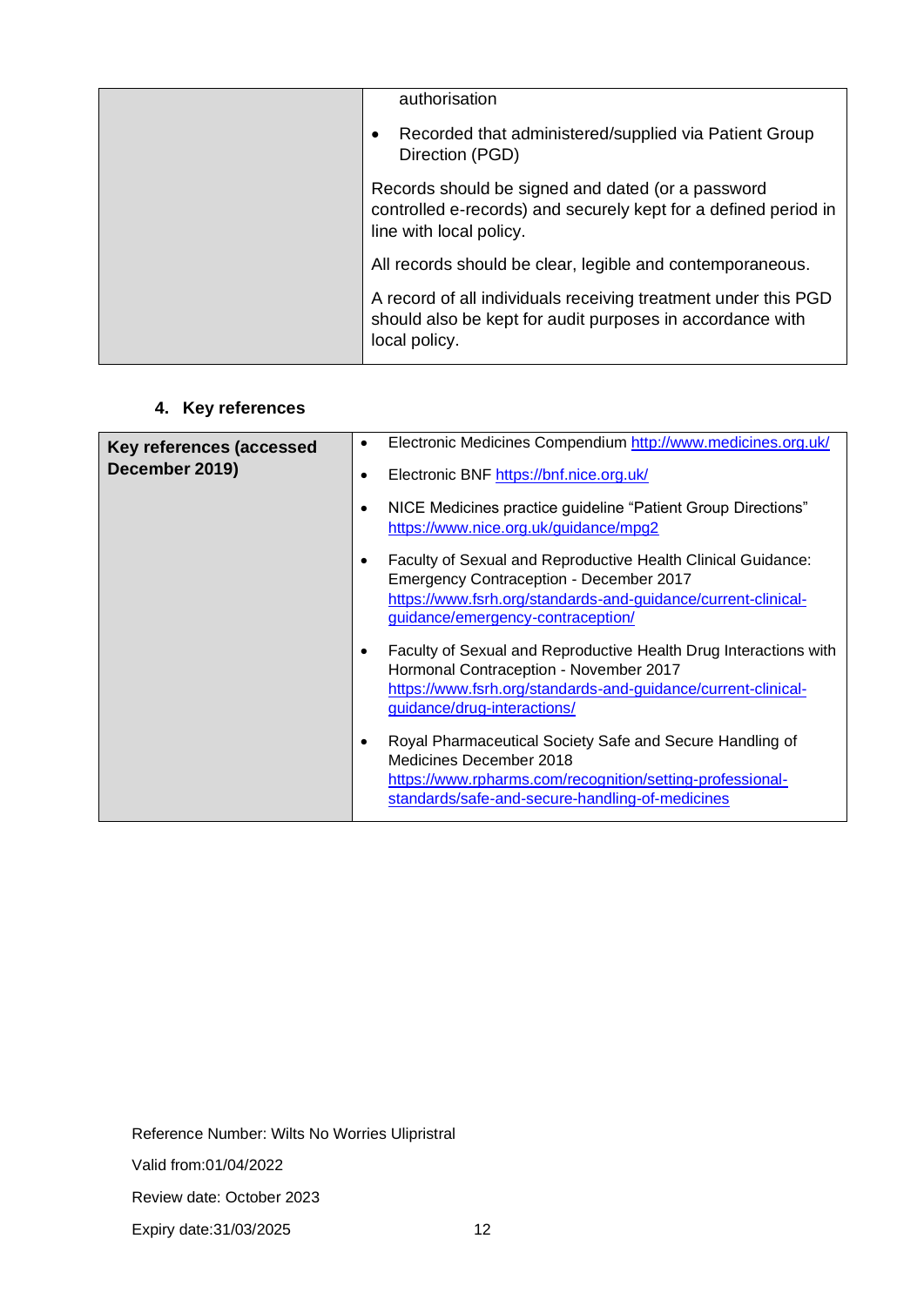| | |
|---|---|
| | authorisation<br>• Recorded that administered/supplied via Patient Group Direction (PGD)<br><br>Records should be signed and dated (or a password controlled e-records) and securely kept for a defined period in line with local policy.<br><br>All records should be clear, legible and contemporaneous.<br><br>A record of all individuals receiving treatment under this PGD should also be kept for audit purposes in accordance with local policy. |

## 4. Key references

| | |
|---|---|
| **Key references (accessed December 2019)** | • Electronic Medicines Compendium http://www.medicines.org.uk/<br>• Electronic BNF https://bnf.nice.org.uk/<br>• NICE Medicines practice guideline "Patient Group Directions" https://www.nice.org.uk/guidance/mpg2<br>• Faculty of Sexual and Reproductive Health Clinical Guidance: Emergency Contraception - December 2017 https://www.fsrh.org/standards-and-guidance/current-clinical-guidance/emergency-contraception/<br>• Faculty of Sexual and Reproductive Health Drug Interactions with Hormonal Contraception - November 2017 https://www.fsrh.org/standards-and-guidance/current-clinical-guidance/drug-interactions/<br>• Royal Pharmaceutical Society Safe and Secure Handling of Medicines December 2018 https://www.rpharms.com/recognition/setting-professional-standards/safe-and-secure-handling-of-medicines |

Reference Number: Wilts No Worries Ulipristral

Valid from:01/04/2022

Review date: October 2023

Expiry date:31/03/2025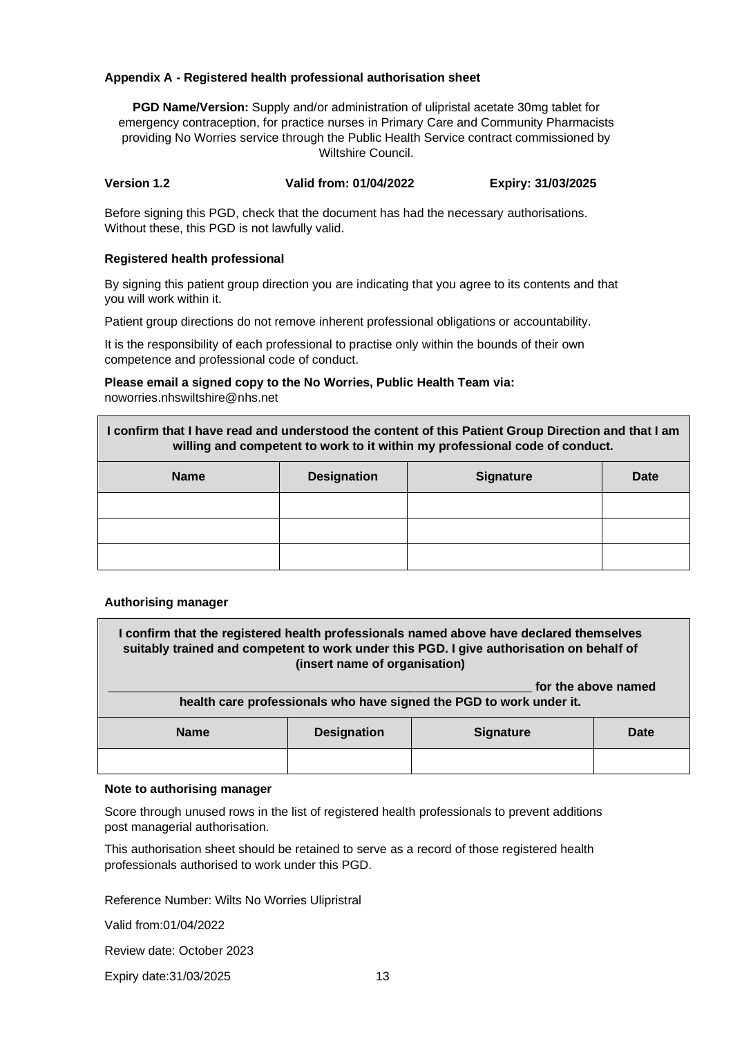**Appendix A - Registered health professional authorisation sheet**

**PGD Name/Version:** Supply and/or administration of ulipristal acetate 30mg tablet for emergency contraception, for practice nurses in Primary Care and Community Pharmacists providing No Worries service through the Public Health Service contract commissioned by Wiltshire Council.

**Version 1.2** **Valid from: 01/04/2022** **Expiry: 31/03/2025**

Before signing this PGD, check that the document has had the necessary authorisations. Without these, this PGD is not lawfully valid.

**Registered health professional**

By signing this patient group direction you are indicating that you agree to its contents and that you will work within it.

Patient group directions do not remove inherent professional obligations or accountability.

It is the responsibility of each professional to practise only within the bounds of their own competence and professional code of conduct.

**Please email a signed copy to the No Worries, Public Health Team via:**
noworries.nhswiltshire@nhs.net

**I confirm that I have read and understood the content of this Patient Group Direction and that I am willing and competent to work to it within my professional code of conduct.**

| Name | Designation | Signature | Date |
|---|---|---|---|
| | | | |
| | | | |
| | | | |

**Authorising manager**

**I confirm that the registered health professionals named above have declared themselves suitably trained and competent to work under this PGD. I give authorisation on behalf of (insert name of organisation)**

**_______________________________________________ for the above named health care professionals who have signed the PGD to work under it.**

| Name | Designation | Signature | Date |
|---|---|---|---|
| | | | |

**Note to authorising manager**

Score through unused rows in the list of registered health professionals to prevent additions post managerial authorisation.

This authorisation sheet should be retained to serve as a record of those registered health professionals authorised to work under this PGD.

Reference Number: Wilts No Worries Ulipristral

Valid from:01/04/2022

Review date: October 2023

Expiry date:31/03/2025